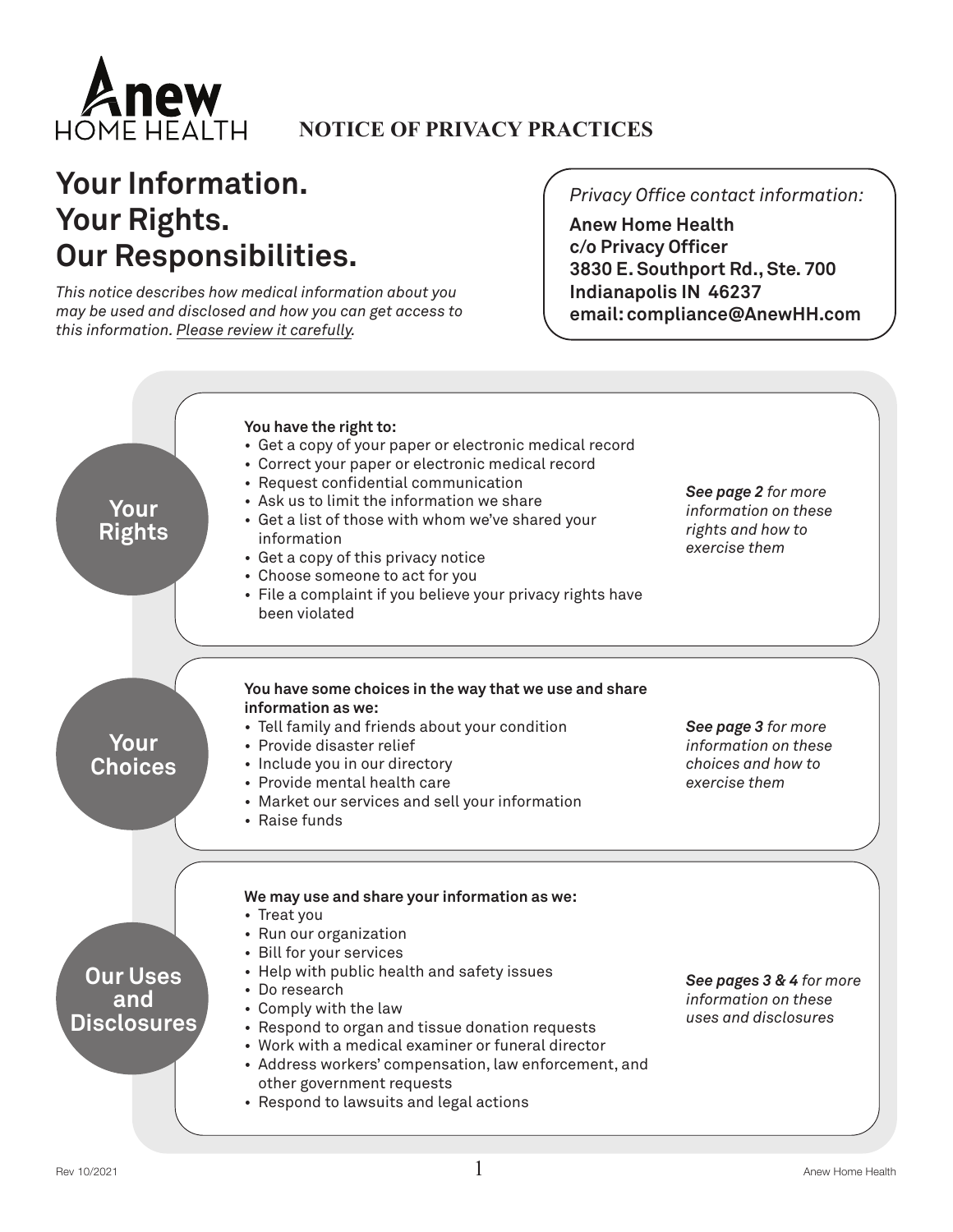Anew HOME HEALTH

# NOTICE OF PRIVACY PRACTICES

# Your Information. Your Rights. Our Responsibilities.

*This notice describes how medical information about you may be used and disclosed and how you can get access to this information. Please review it carefully.*

*Privacy Office contact information:*

**Anew Home Health**
**c/o Privacy Officer**
**3830 E. Southport Rd., Ste. 700**
**Indianapolis IN 46237**
**email: compliance@AnewHH.com**

## Your Rights

**You have the right to:**

- Get a copy of your paper or electronic medical record
- Correct your paper or electronic medical record
- Request confidential communication
- Ask us to limit the information we share
- Get a list of those with whom we've shared your information
- Get a copy of this privacy notice
- Choose someone to act for you
- File a complaint if you believe your privacy rights have been violated

***See page 2** for more information on these rights and how to exercise them*

## Your Choices

**You have some choices in the way that we use and share information as we:**

- Tell family and friends about your condition
- Provide disaster relief
- Include you in our directory
- Provide mental health care
- Market our services and sell your information
- Raise funds

***See page 3** for more information on these choices and how to exercise them*

## Our Uses and Disclosures

**We may use and share your information as we:**

- Treat you
- Run our organization
- Bill for your services
- Help with public health and safety issues
- Do research
- Comply with the law
- Respond to organ and tissue donation requests
- Work with a medical examiner or funeral director
- Address workers' compensation, law enforcement, and other government requests
- Respond to lawsuits and legal actions

***See pages 3 & 4** for more information on these uses and disclosures*

Rev 10/2021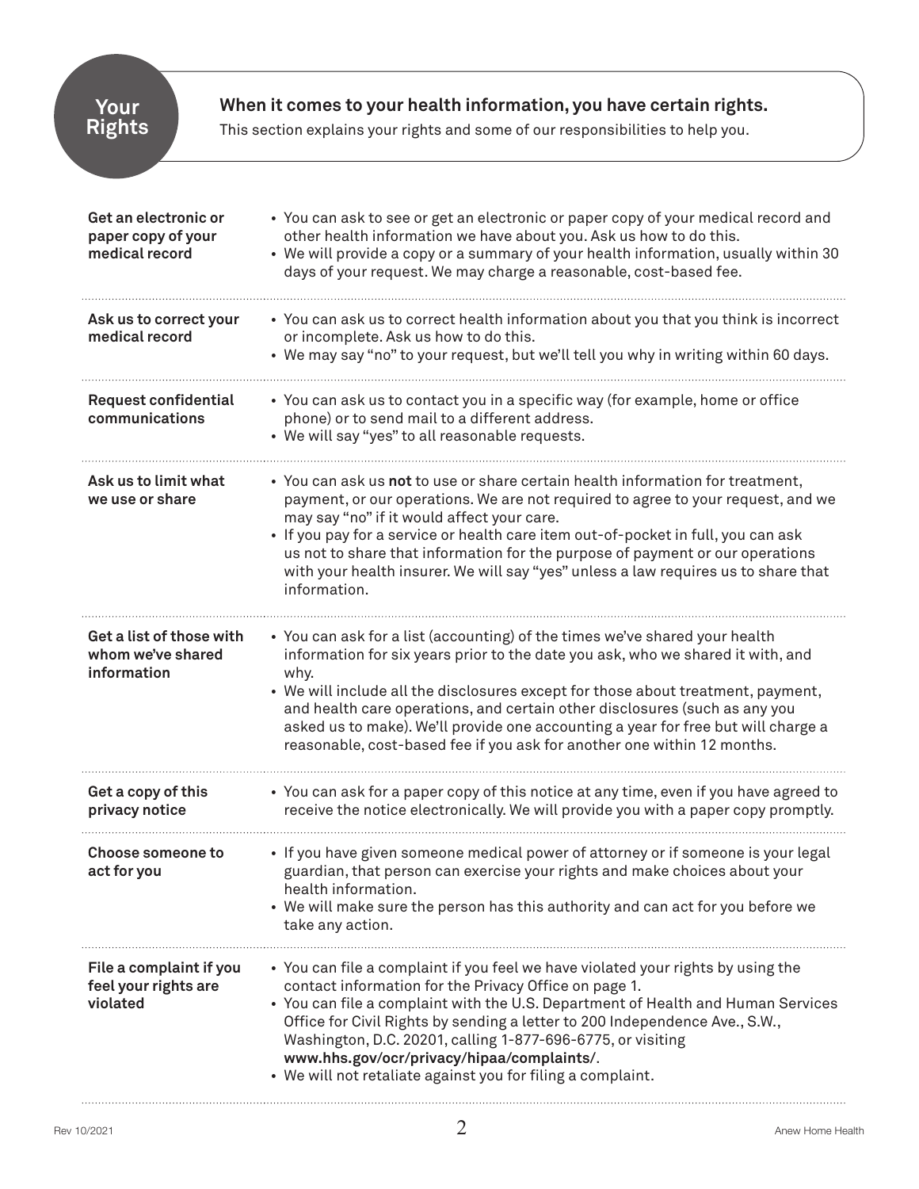## Your Rights

**When it comes to your health information, you have certain rights.**

This section explains your rights and some of our responsibilities to help you.

| | |
|---|---|
| **Get an electronic or paper copy of your medical record** | • You can ask to see or get an electronic or paper copy of your medical record and other health information we have about you. Ask us how to do this.<br>• We will provide a copy or a summary of your health information, usually within 30 days of your request. We may charge a reasonable, cost-based fee. |
| **Ask us to correct your medical record** | • You can ask us to correct health information about you that you think is incorrect or incomplete. Ask us how to do this.<br>• We may say "no" to your request, but we'll tell you why in writing within 60 days. |
| **Request confidential communications** | • You can ask us to contact you in a specific way (for example, home or office phone) or to send mail to a different address.<br>• We will say "yes" to all reasonable requests. |
| **Ask us to limit what we use or share** | • You can ask us **not** to use or share certain health information for treatment, payment, or our operations. We are not required to agree to your request, and we may say "no" if it would affect your care.<br>• If you pay for a service or health care item out-of-pocket in full, you can ask us not to share that information for the purpose of payment or our operations with your health insurer. We will say "yes" unless a law requires us to share that information. |
| **Get a list of those with whom we've shared information** | • You can ask for a list (accounting) of the times we've shared your health information for six years prior to the date you ask, who we shared it with, and why.<br>• We will include all the disclosures except for those about treatment, payment, and health care operations, and certain other disclosures (such as any you asked us to make). We'll provide one accounting a year for free but will charge a reasonable, cost-based fee if you ask for another one within 12 months. |
| **Get a copy of this privacy notice** | • You can ask for a paper copy of this notice at any time, even if you have agreed to receive the notice electronically. We will provide you with a paper copy promptly. |
| **Choose someone to act for you** | • If you have given someone medical power of attorney or if someone is your legal guardian, that person can exercise your rights and make choices about your health information.<br>• We will make sure the person has this authority and can act for you before we take any action. |
| **File a complaint if you feel your rights are violated** | • You can file a complaint if you feel we have violated your rights by using the contact information for the Privacy Office on page 1.<br>• You can file a complaint with the U.S. Department of Health and Human Services Office for Civil Rights by sending a letter to 200 Independence Ave., S.W., Washington, D.C. 20201, calling 1-877-696-6775, or visiting **www.hhs.gov/ocr/privacy/hipaa/complaints/**.<br>• We will not retaliate against you for filing a complaint. |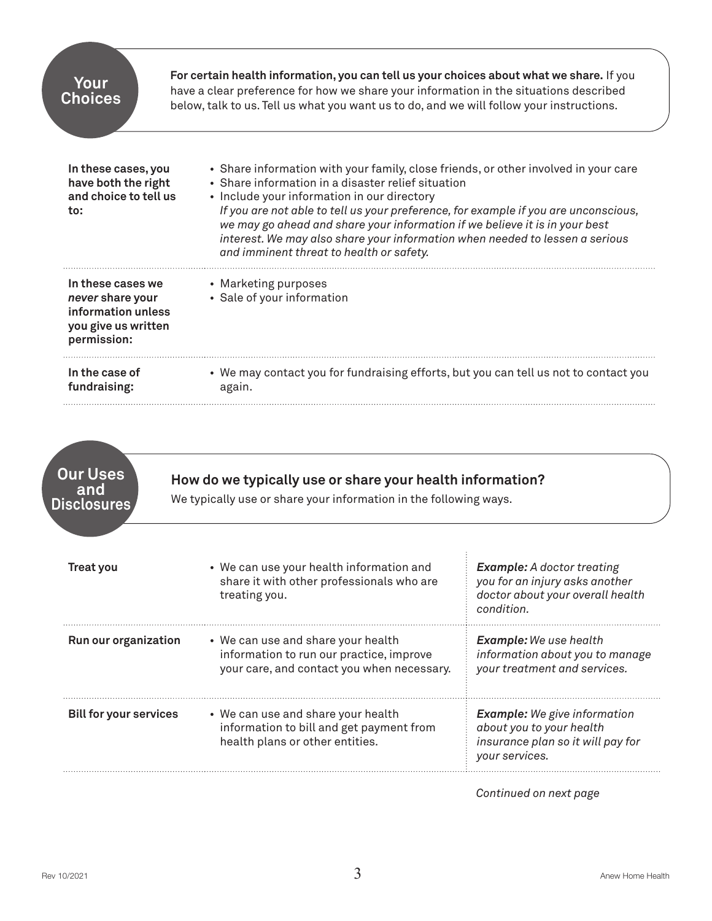## Your Choices

**For certain health information, you can tell us your choices about what we share.** If you have a clear preference for how we share your information in the situations described below, talk to us. Tell us what you want us to do, and we will follow your instructions.

| | |
|---|---|
| **In these cases, you have both the right and choice to tell us to:** | • Share information with your family, close friends, or other involved in your care<br>• Share information in a disaster relief situation<br>• Include your information in our directory<br>*If you are not able to tell us your preference, for example if you are unconscious, we may go ahead and share your information if we believe it is in your best interest. We may also share your information when needed to lessen a serious and imminent threat to health or safety.* |
| **In these cases we *never* share your information unless you give us written permission:** | • Marketing purposes<br>• Sale of your information |
| **In the case of fundraising:** | • We may contact you for fundraising efforts, but you can tell us not to contact you again. |

## Our Uses and Disclosures

### How do we typically use or share your health information?

We typically use or share your information in the following ways.

| | | |
|---|---|---|
| **Treat you** | • We can use your health information and share it with other professionals who are treating you. | ***Example:*** *A doctor treating you for an injury asks another doctor about your overall health condition.* |
| **Run our organization** | • We can use and share your health information to run our practice, improve your care, and contact you when necessary. | ***Example:*** *We use health information about you to manage your treatment and services.* |
| **Bill for your services** | • We can use and share your health information to bill and get payment from health plans or other entities. | ***Example:*** *We give information about you to your health insurance plan so it will pay for your services.* |

*Continued on next page*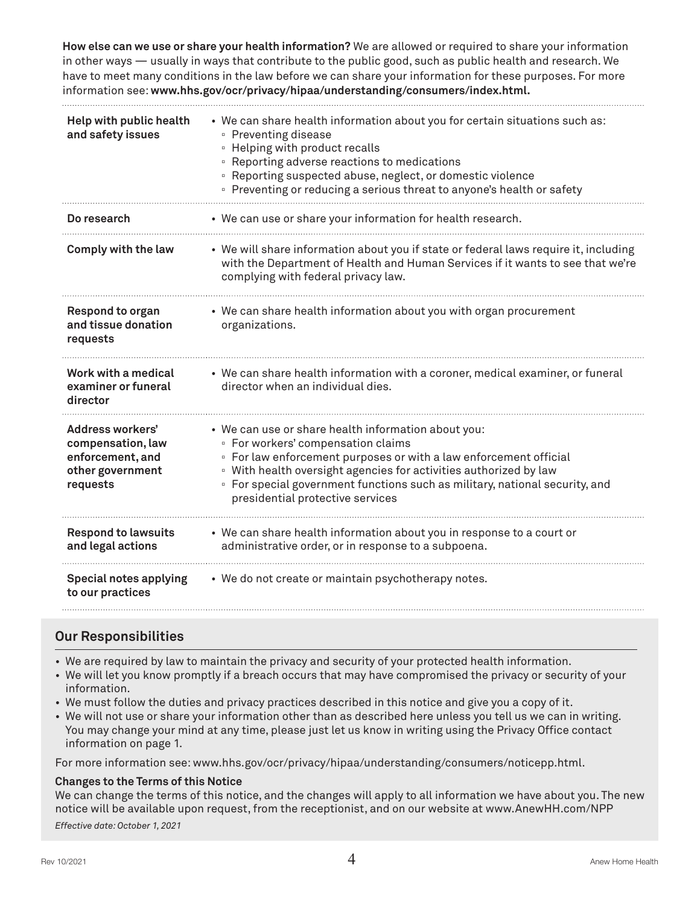**How else can we use or share your health information?** We are allowed or required to share your information in other ways — usually in ways that contribute to the public good, such as public health and research. We have to meet many conditions in the law before we can share your information for these purposes. For more information see: **www.hhs.gov/ocr/privacy/hipaa/understanding/consumers/index.html.**

| | |
|---|---|
| **Help with public health and safety issues** | • We can share health information about you for certain situations such as:<br>▫ Preventing disease<br>▫ Helping with product recalls<br>▫ Reporting adverse reactions to medications<br>▫ Reporting suspected abuse, neglect, or domestic violence<br>▫ Preventing or reducing a serious threat to anyone's health or safety |
| **Do research** | • We can use or share your information for health research. |
| **Comply with the law** | • We will share information about you if state or federal laws require it, including with the Department of Health and Human Services if it wants to see that we're complying with federal privacy law. |
| **Respond to organ and tissue donation requests** | • We can share health information about you with organ procurement organizations. |
| **Work with a medical examiner or funeral director** | • We can share health information with a coroner, medical examiner, or funeral director when an individual dies. |
| **Address workers' compensation, law enforcement, and other government requests** | • We can use or share health information about you:<br>▫ For workers' compensation claims<br>▫ For law enforcement purposes or with a law enforcement official<br>▫ With health oversight agencies for activities authorized by law<br>▫ For special government functions such as military, national security, and presidential protective services |
| **Respond to lawsuits and legal actions** | • We can share health information about you in response to a court or administrative order, or in response to a subpoena. |
| **Special notes applying to our practices** | • We do not create or maintain psychotherapy notes. |

## Our Responsibilities

- We are required by law to maintain the privacy and security of your protected health information.
- We will let you know promptly if a breach occurs that may have compromised the privacy or security of your information.
- We must follow the duties and privacy practices described in this notice and give you a copy of it.
- We will not use or share your information other than as described here unless you tell us we can in writing. You may change your mind at any time, please just let us know in writing using the Privacy Office contact information on page 1.

For more information see: www.hhs.gov/ocr/privacy/hipaa/understanding/consumers/noticepp.html.

**Changes to the Terms of this Notice**

We can change the terms of this notice, and the changes will apply to all information we have about you. The new notice will be available upon request, from the receptionist, and on our website at www.AnewHH.com/NPP

*Effective date: October 1, 2021*